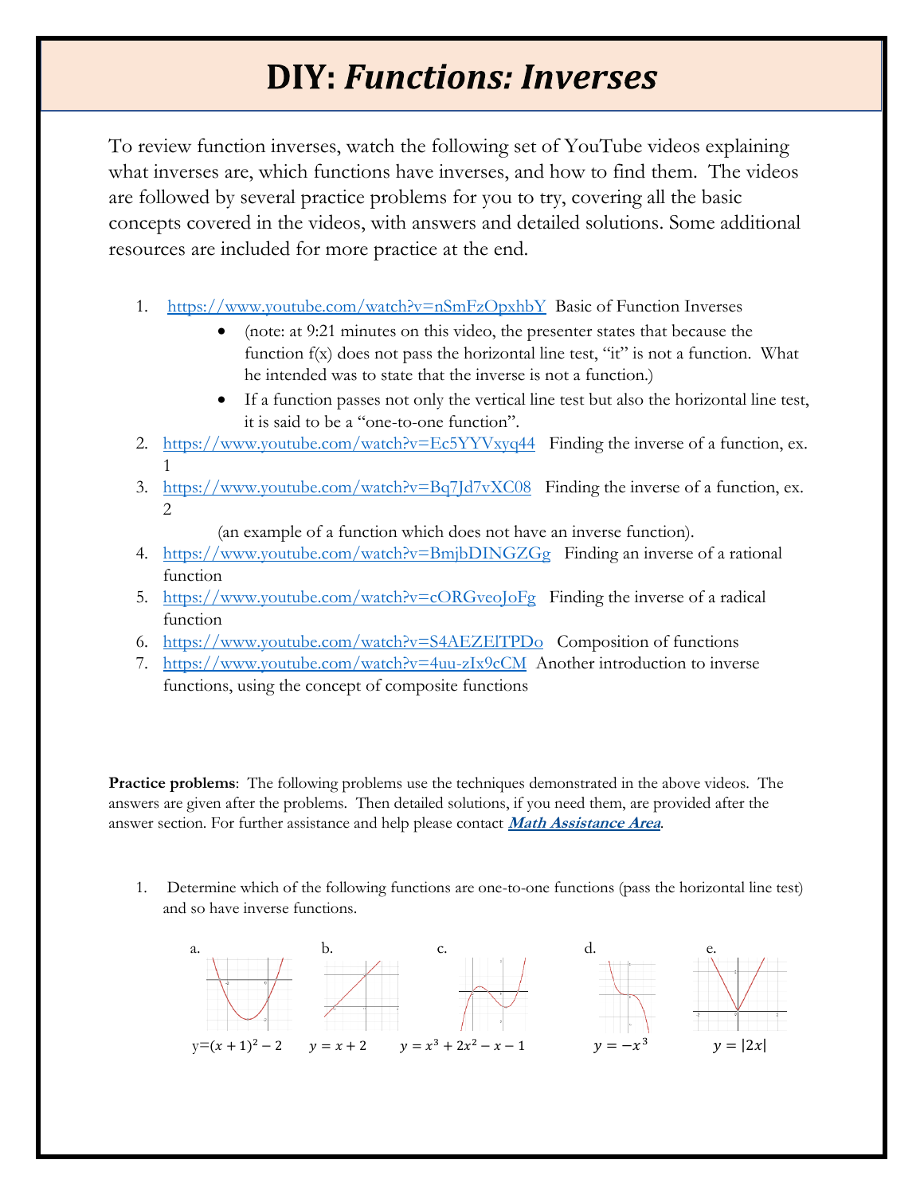# DIY: *Functions: Inverses*

To review function inverses, watch the following set of YouTube videos explaining what inverses are, which functions have inverses, and how to find them. The videos are followed by several practice problems for you to try, covering all the basic concepts covered in the videos, with answers and detailed solutions. Some additional resources are included for more practice at the end.

1. https://www.youtube.com/watch?v=nSmFzOpxhbY Basic of Function Inverses
   - (note: at 9:21 minutes on this video, the presenter states that because the function f(x) does not pass the horizontal line test, "it" is not a function. What he intended was to state that the inverse is not a function.)
   - If a function passes not only the vertical line test but also the horizontal line test, it is said to be a "one-to-one function".
2. https://www.youtube.com/watch?v=Ec5YYVxyq44 Finding the inverse of a function, ex. 1
3. https://www.youtube.com/watch?v=Bq7Jd7vXC08 Finding the inverse of a function, ex. 2

   (an example of a function which does not have an inverse function).
4. https://www.youtube.com/watch?v=BmjbDINGZGg Finding an inverse of a rational function
5. https://www.youtube.com/watch?v=cORGveoJoFg Finding the inverse of a radical function
6. https://www.youtube.com/watch?v=S4AEZElTPDo Composition of functions
7. https://www.youtube.com/watch?v=4uu-zIx9cCM Another introduction to inverse functions, using the concept of composite functions

**Practice problems**: The following problems use the techniques demonstrated in the above videos. The answers are given after the problems. Then detailed solutions, if you need them, are provided after the answer section. For further assistance and help please contact ***Math Assistance Area***.

1. Determine which of the following functions are one-to-one functions (pass the horizontal line test) and so have inverse functions.

   a. $y=(x+1)^2-2$

   b. $y=x+2$

   c. $y=x^3+2x^2-x-1$

   d. $y=-x^3$

   e. $y=|2x|$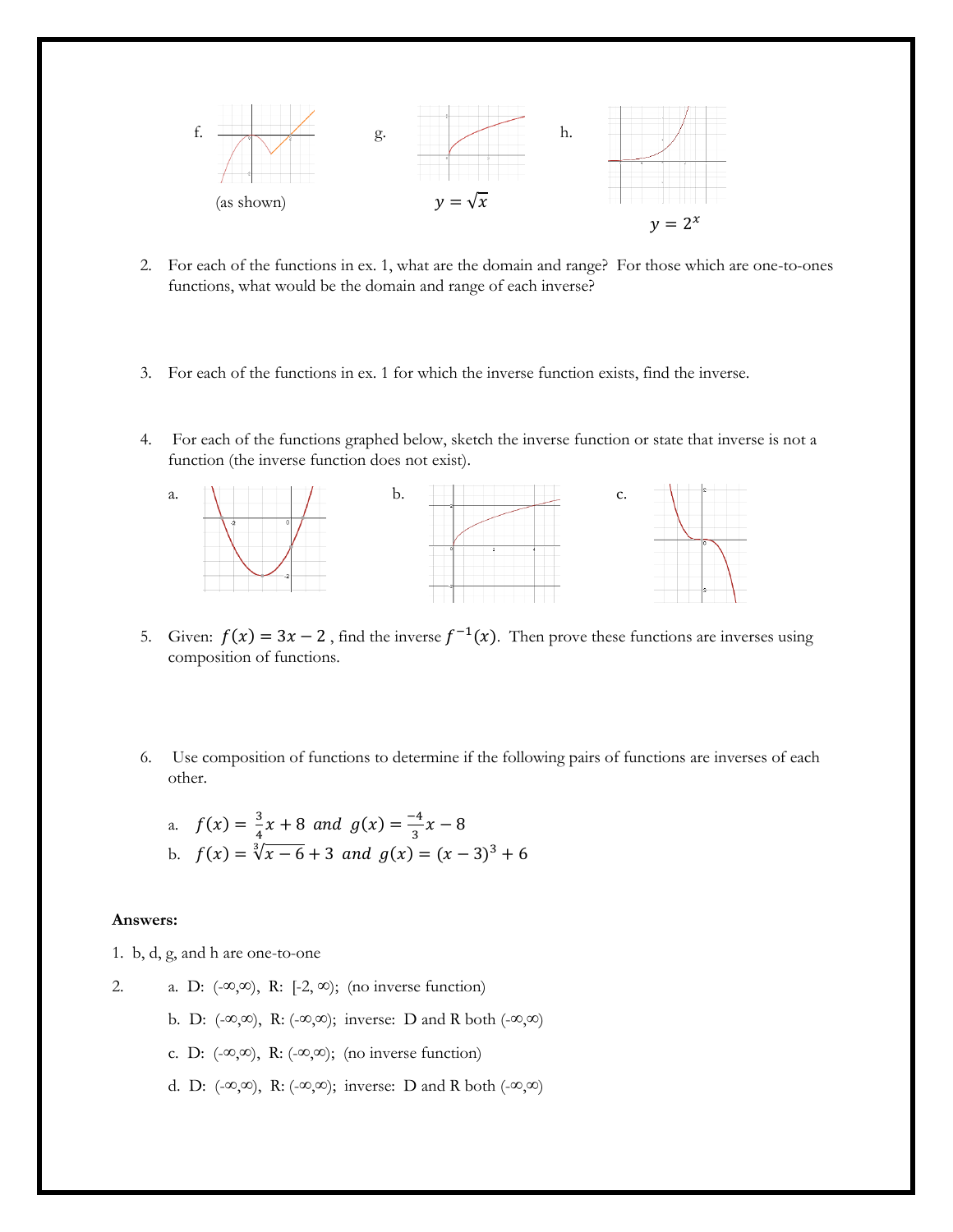f. (as shown)

g. $y = \sqrt{x}$

h. $y = 2^x$

2. For each of the functions in ex. 1, what are the domain and range? For those which are one-to-ones functions, what would be the domain and range of each inverse?

3. For each of the functions in ex. 1 for which the inverse function exists, find the inverse.

4. For each of the functions graphed below, sketch the inverse function or state that inverse is not a function (the inverse function does not exist).

a.

b.

c.

5. Given: $f(x) = 3x - 2$ , find the inverse $f^{-1}(x)$. Then prove these functions are inverses using composition of functions.

6. Use composition of functions to determine if the following pairs of functions are inverses of each other.

a. $f(x) = \frac{3}{4}x + 8$ *and* $g(x) = \frac{-4}{3}x - 8$

b. $f(x) = \sqrt[3]{x - 6} + 3$ *and* $g(x) = (x - 3)^3 + 6$

**Answers:**

1. b, d, g, and h are one-to-one

2.
   a. D: $(-\infty,\infty)$, R: $[-2, \infty)$; (no inverse function)

   b. D: $(-\infty,\infty)$, R: $(-\infty,\infty)$; inverse: D and R both $(-\infty,\infty)$

   c. D: $(-\infty,\infty)$, R: $(-\infty,\infty)$; (no inverse function)

   d. D: $(-\infty,\infty)$, R: $(-\infty,\infty)$; inverse: D and R both $(-\infty,\infty)$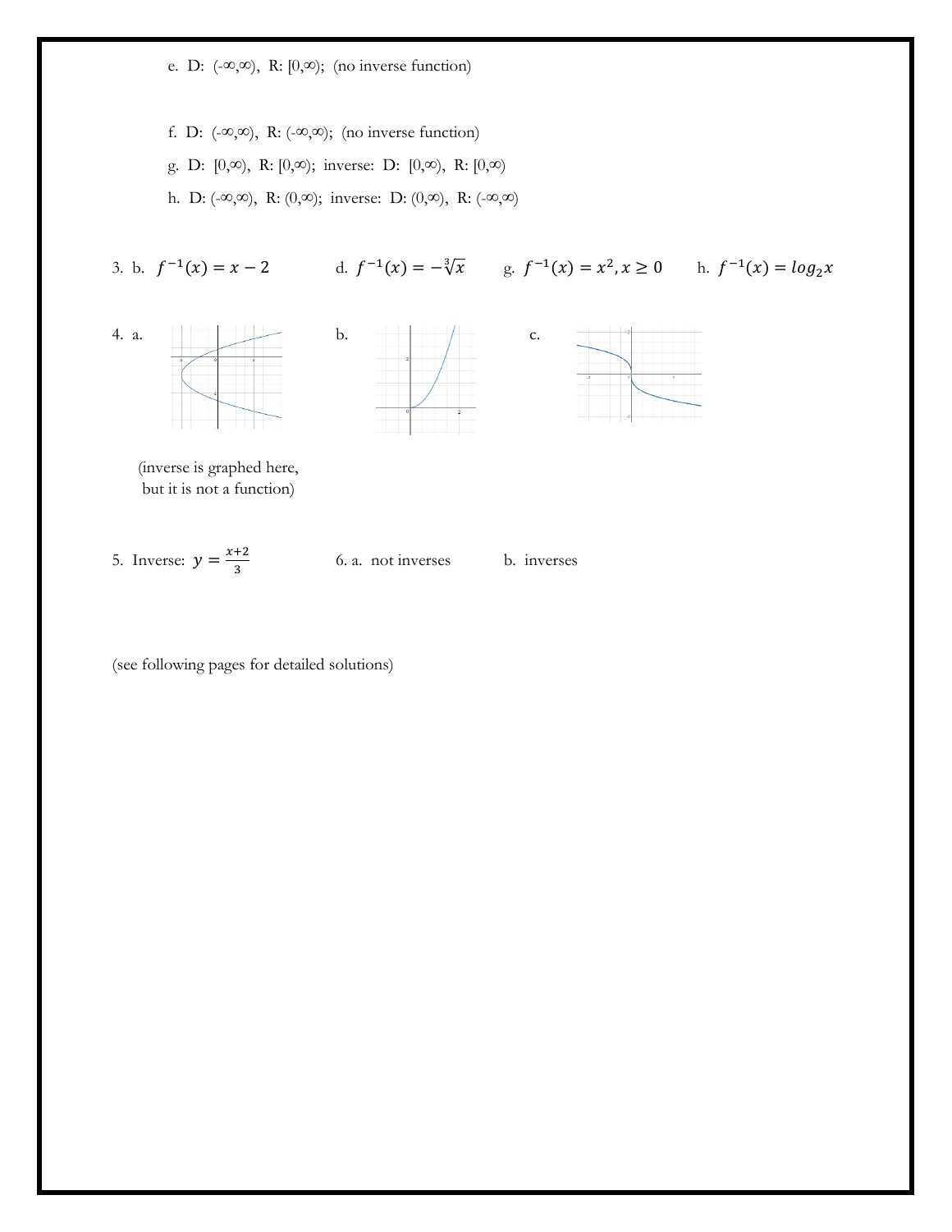e. D: $(-\infty,\infty)$, R: $[0,\infty)$; (no inverse function)

f. D: $(-\infty,\infty)$, R: $(-\infty,\infty)$; (no inverse function)

g. D: $[0,\infty)$, R: $[0,\infty)$; inverse: D: $[0,\infty)$, R: $[0,\infty)$

h. D: $(-\infty,\infty)$, R: $(0,\infty)$; inverse: D: $(0,\infty)$, R: $(-\infty,\infty)$

3. b. $f^{-1}(x) = x - 2$ d. $f^{-1}(x) = -\sqrt[3]{x}$ g. $f^{-1}(x) = x^2, x \geq 0$ h. $f^{-1}(x) = log_2 x$

4. a. b. c.

(inverse is graphed here, but it is not a function)

5. Inverse: $y = \frac{x+2}{3}$

6. a. not inverses b. inverses

(see following pages for detailed solutions)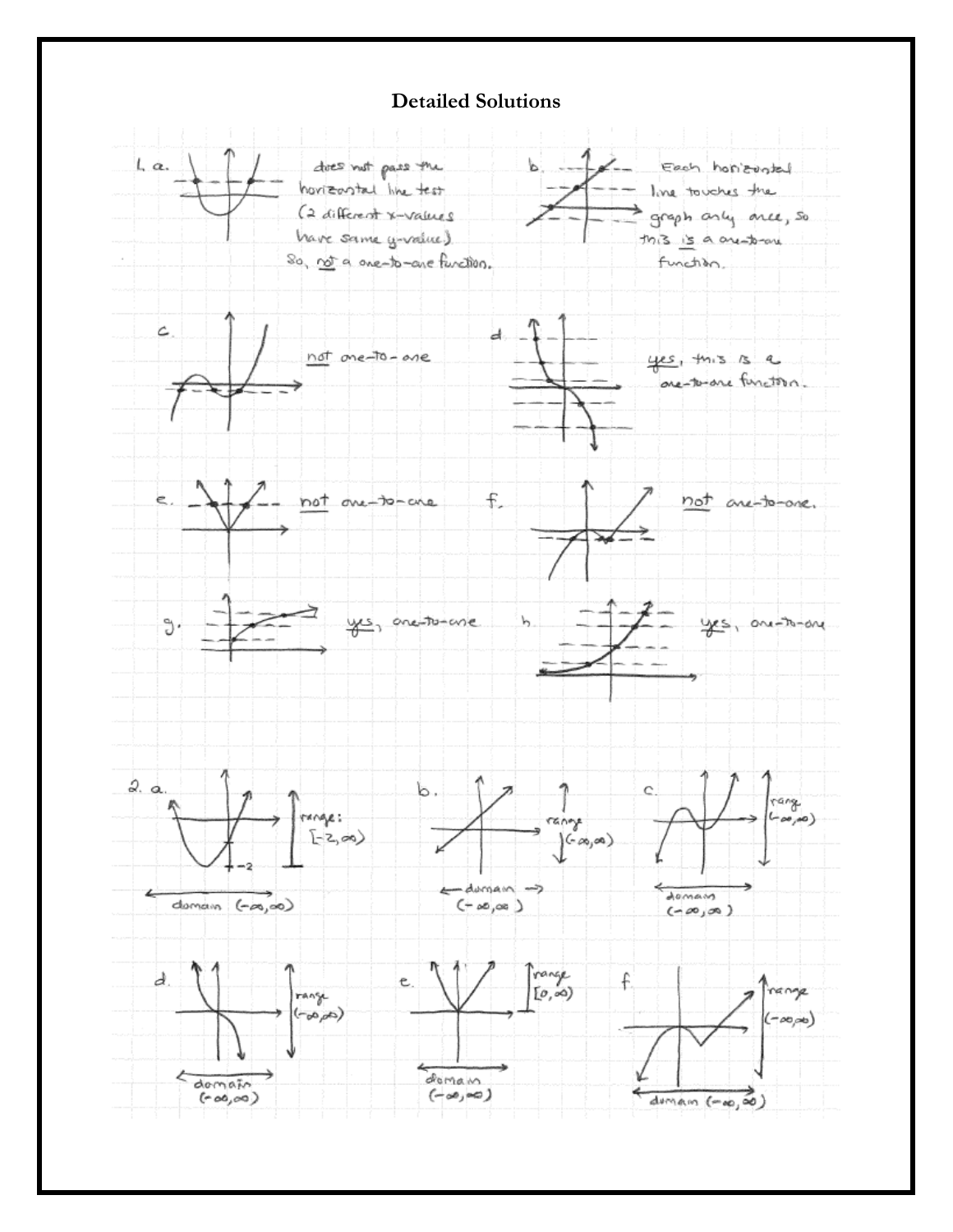# Detailed Solutions

1. a. does not pass the horizontal line test (2 different x-values have same y-value). So, not a one-to-one function.

b. Each horizontal line touches the graph only once, so this is a one-to-one function.

c. not one-to-one

d. yes, this is a one-to-one function.

e. not one-to-one

f. not one-to-one.

g. yes, one-to-one

h. yes, one-to-one

2. a. range: $[-2, \infty)$; domain $(-\infty, \infty)$

b. range $(-\infty, \infty)$; domain $(-\infty, \infty)$

c. range $(-\infty, \infty)$; domain $(-\infty, \infty)$

d. range $(-\infty, \infty)$; domain $(-\infty, \infty)$

e. range $[0, \infty)$; domain $(-\infty, \infty)$

f. range $(-\infty, \infty)$; domain $(-\infty, \infty)$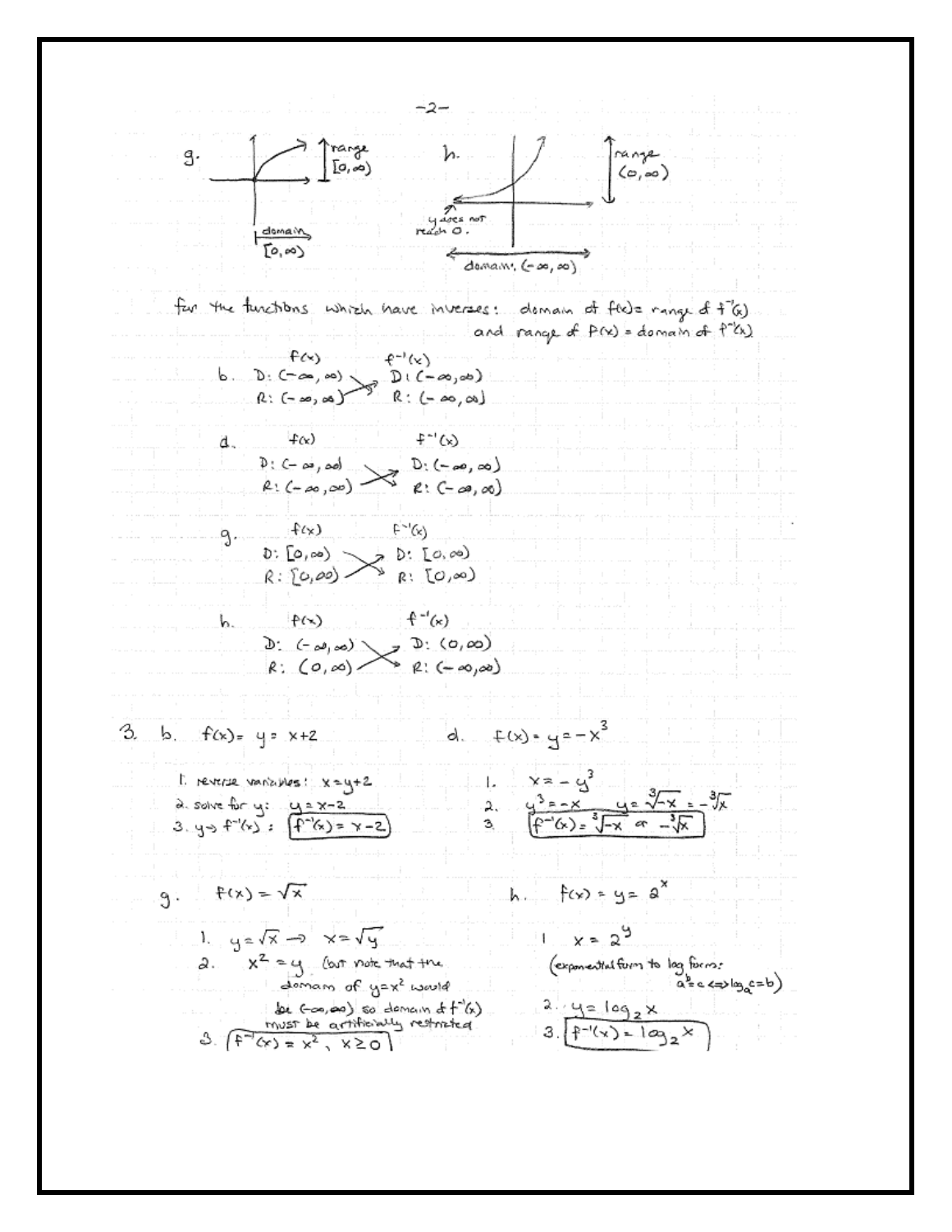g. range $[0, \infty)$

domain $[0, \infty)$

h. range $(0, \infty)$

y does not reach 0.

domain: $(-\infty, \infty)$

for the functions which have inverses: domain of $f(x)$ = range of $f^{-1}(x)$ and range of $f(x)$ = domain of $f^{-1}(x)$

b.

| $f(x)$ | $f^{-1}(x)$ |
|---|---|
| D: $(-\infty, \infty)$ | D: $(-\infty, \infty)$ |
| R: $(-\infty, \infty)$ | R: $(-\infty, \infty)$ |

d.

| $f(x)$ | $f^{-1}(x)$ |
|---|---|
| D: $(-\infty, \infty)$ | D: $(-\infty, \infty)$ |
| R: $(-\infty, \infty)$ | R: $(-\infty, \infty)$ |

g.

| $f(x)$ | $f^{-1}(x)$ |
|---|---|
| D: $[0, \infty)$ | D: $[0, \infty)$ |
| R: $[0, \infty)$ | R: $[0, \infty)$ |

h.

| $f(x)$ | $f^{-1}(x)$ |
|---|---|
| D: $(-\infty, \infty)$ | D: $(0, \infty)$ |
| R: $(0, \infty)$ | R: $(-\infty, \infty)$ |

3. b. $f(x) = y = x + 2$

1. reverse variables: $x = y + 2$
2. solve for y: $y = x - 2$
3. $y \to f^{-1}(x)$: $\boxed{f^{-1}(x) = x - 2}$

d. $f(x) = y = -x^3$

1. $x = -y^3$
2. $y^3 = -x \quad y = \sqrt[3]{-x} = -\sqrt[3]{x}$
3. $\boxed{f^{-1}(x) = \sqrt[3]{-x} \text{ or } -\sqrt[3]{x}}$

g. $f(x) = \sqrt{x}$

1. $y = \sqrt{x} \to x = \sqrt{y}$
2. $x^2 = y$ (but note that the domain of $y = x^2$ would be $(-\infty, \infty)$ so domain of $f^{-1}(x)$ must be artificially restricted
3. $\boxed{f^{-1}(x) = x^2, \; x \geq 0}$

h. $f(x) = y = 2^x$

1. $x = 2^y$ (exponential form to log form: $a^b = c \Leftrightarrow \log_a c = b$)
2. $y = \log_2 x$
3. $\boxed{f^{-1}(x) = \log_2 x}$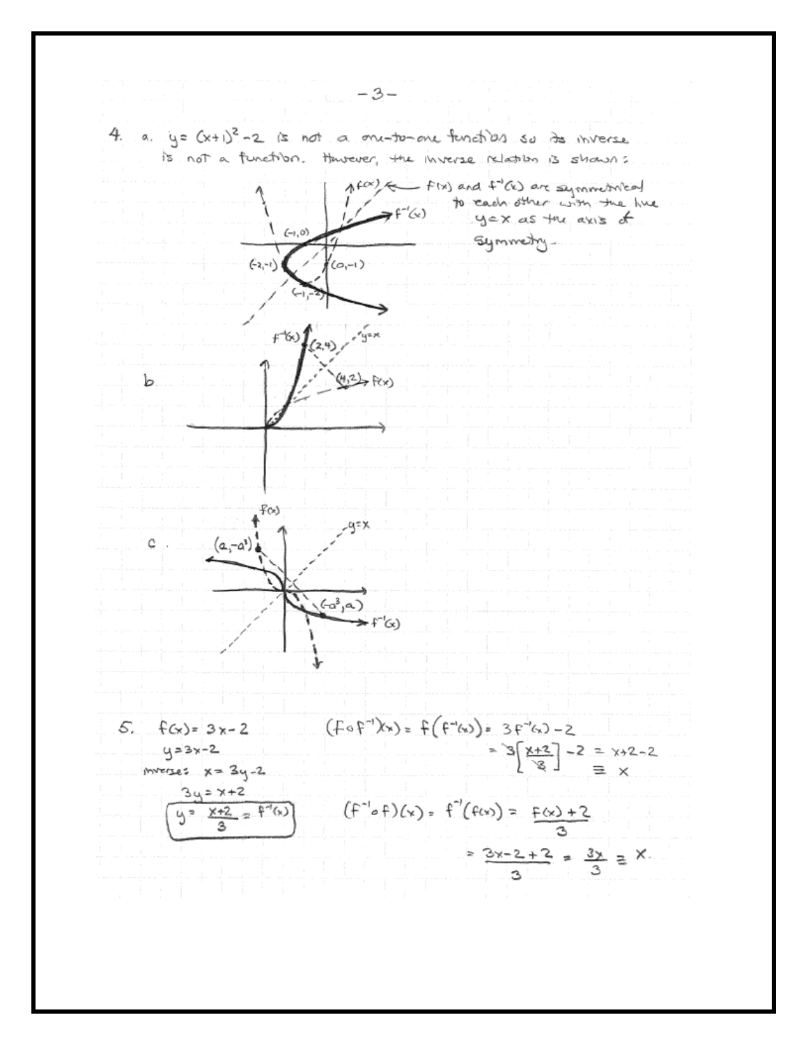4. a. $y = (x+1)^2 - 2$ is not a one-to-one function so its inverse is not a function. However, the inverse relation is shown:

$f(x)$ and $f^{-1}(x)$ are symmetrical to each other with the line $y = x$ as the axis of symmetry.

$(-1,0)$, $(-2,-1)$, $(0,-1)$, $(-1,-2)$, $f(x)$, $f^{-1}(x)$

b. $f^{-1}(x)$, $(2,4)$, $y=x$, $(4,2)$, $f(x)$

c. $f(x)$, $(a,-a^3)$, $y=x$, $(-a^3,a)$, $f^{-1}(x)$

5. $f(x) = 3x - 2$

$y = 3x - 2$

inverse: $x = 3y - 2$

$3y = x + 2$

$$\boxed{y = \frac{x+2}{3} = f^{-1}(x)}$$

$$(f \circ f^{-1})(x) = f(f^{-1}(x)) = 3f^{-1}(x) - 2$$

$$= 3\left[\frac{x+2}{3}\right] - 2 = x + 2 - 2$$

$$\equiv x$$

$$(f^{-1} \circ f)(x) = f^{-1}(f(x)) = \frac{f(x) + 2}{3}$$

$$= \frac{3x - 2 + 2}{3} = \frac{3x}{3} \equiv x.$$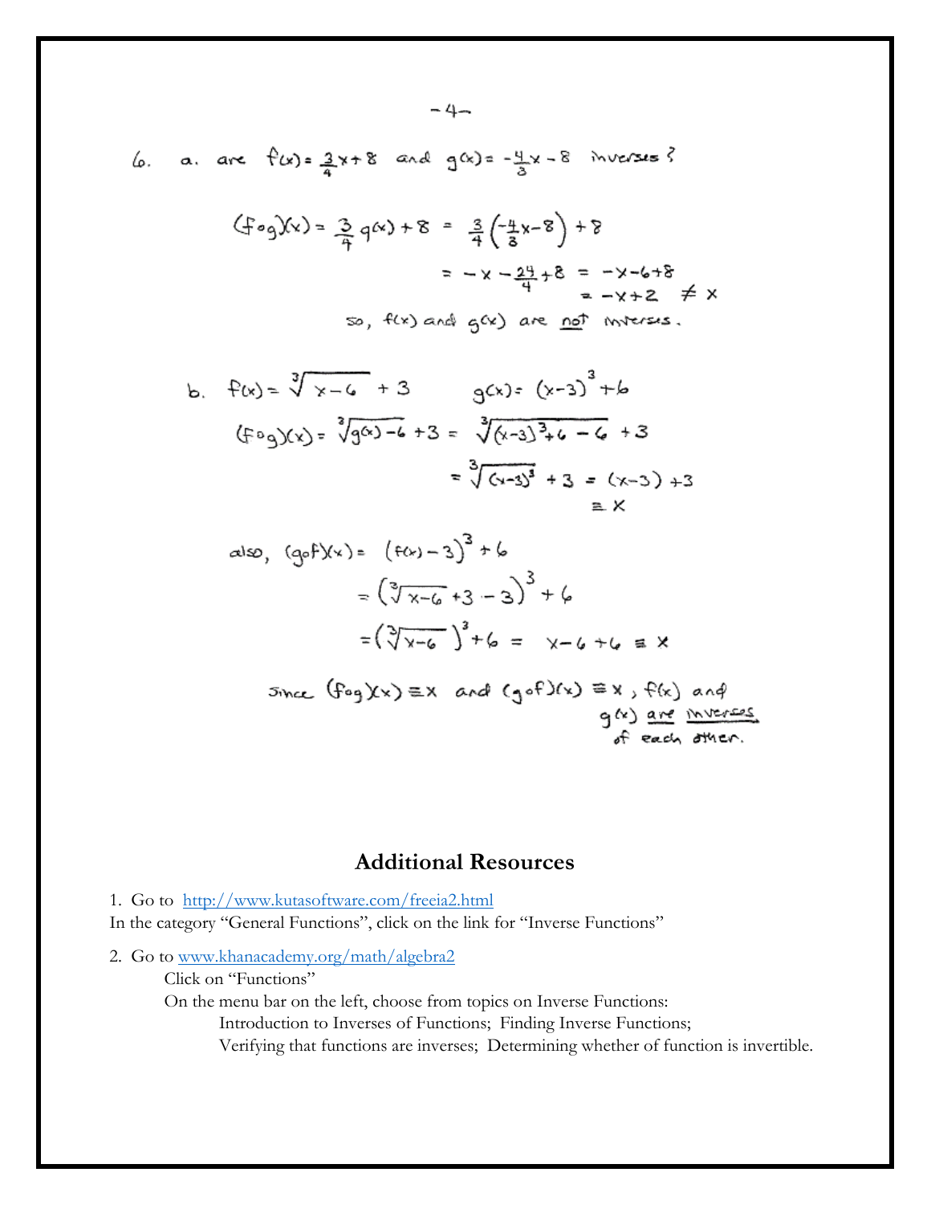6\. a. are $f(x) = \frac{3}{4}x + 8$ and $g(x) = -\frac{4}{3}x - 8$ inverses?

$$(f \circ g)(x) = \frac{3}{4}g(x) + 8 = \frac{3}{4}\left(-\frac{4}{3}x - 8\right) + 8$$

$$= -x - \frac{24}{4} + 8 = -x - 6 + 8$$

$$= -x + 2 \neq x$$

so, $f(x)$ and $g(x)$ are not inverses.

b. $f(x) = \sqrt[3]{x-6} + 3 \qquad g(x) = (x-3)^3 + 6$

$$(f \circ g)(x) = \sqrt[3]{g(x) - 6} + 3 = \sqrt[3]{(x-3)^3 + 6 - 6} + 3$$

$$= \sqrt[3]{(x-3)^3} + 3 = (x-3) + 3$$

$$\equiv x$$

also, $(g \circ f)(x) = (f(x) - 3)^3 + 6$

$$= \left(\sqrt[3]{x-6} + 3 - 3\right)^3 + 6$$

$$= \left(\sqrt[3]{x-6}\right)^3 + 6 = x - 6 + 6 \equiv x$$

Since $(f \circ g)(x) \equiv x$ and $(g \circ f)(x) \equiv x$, $f(x)$ and $g(x)$ are inverses of each other.

## Additional Resources

1. Go to http://www.kutasoftware.com/freeia2.html
In the category "General Functions", click on the link for "Inverse Functions"

2. Go to www.khanacademy.org/math/algebra2
   Click on "Functions"
   On the menu bar on the left, choose from topics on Inverse Functions:
   Introduction to Inverses of Functions; Finding Inverse Functions;
   Verifying that functions are inverses; Determining whether of function is invertible.